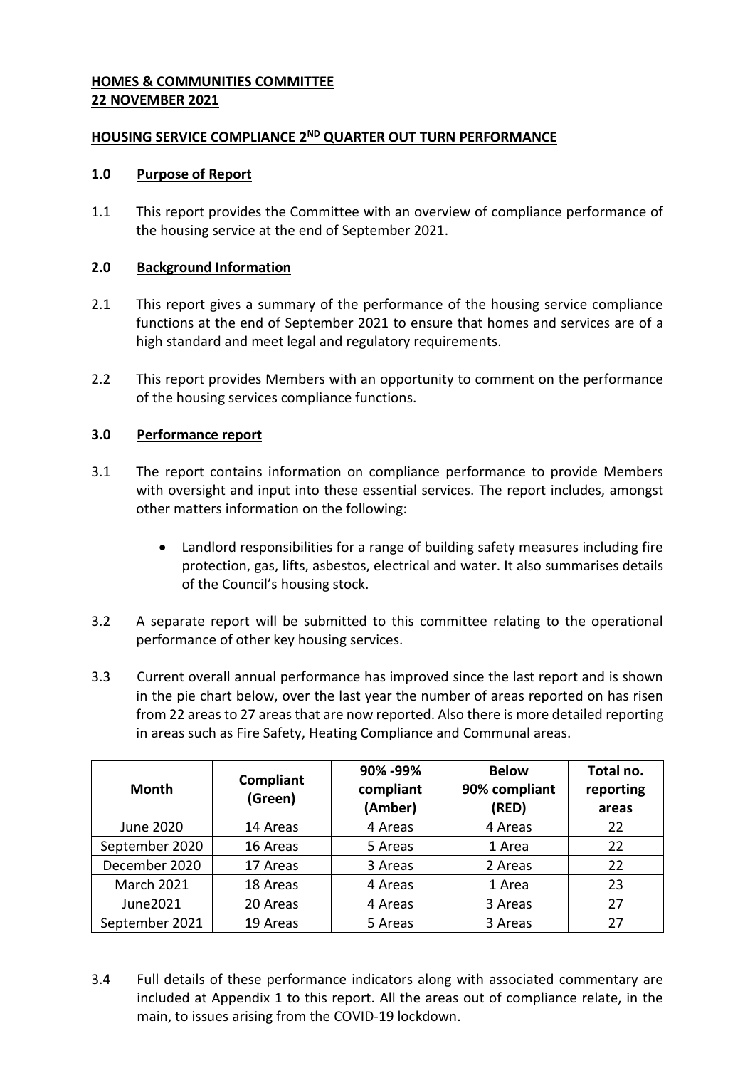**HOMES & COMMUNITIES COMMITTEE**
**22 NOVEMBER 2021**

**HOUSING SERVICE COMPLIANCE 2ND QUARTER OUT TURN PERFORMANCE**

**1.0 Purpose of Report**

1.1 This report provides the Committee with an overview of compliance performance of the housing service at the end of September 2021.

**2.0 Background Information**

2.1 This report gives a summary of the performance of the housing service compliance functions at the end of September 2021 to ensure that homes and services are of a high standard and meet legal and regulatory requirements.

2.2 This report provides Members with an opportunity to comment on the performance of the housing services compliance functions.

**3.0 Performance report**

3.1 The report contains information on compliance performance to provide Members with oversight and input into these essential services. The report includes, amongst other matters information on the following:

- Landlord responsibilities for a range of building safety measures including fire protection, gas, lifts, asbestos, electrical and water. It also summarises details of the Council's housing stock.

3.2 A separate report will be submitted to this committee relating to the operational performance of other key housing services.

3.3 Current overall annual performance has improved since the last report and is shown in the pie chart below, over the last year the number of areas reported on has risen from 22 areas to 27 areas that are now reported. Also there is more detailed reporting in areas such as Fire Safety, Heating Compliance and Communal areas.

| Month | Compliant (Green) | 90% -99% compliant (Amber) | Below 90% compliant (RED) | Total no. reporting areas |
|---|---|---|---|---|
| June 2020 | 14 Areas | 4 Areas | 4 Areas | 22 |
| September 2020 | 16 Areas | 5 Areas | 1 Area | 22 |
| December 2020 | 17 Areas | 3 Areas | 2 Areas | 22 |
| March 2021 | 18 Areas | 4 Areas | 1 Area | 23 |
| June2021 | 20 Areas | 4 Areas | 3 Areas | 27 |
| September 2021 | 19 Areas | 5 Areas | 3 Areas | 27 |

3.4 Full details of these performance indicators along with associated commentary are included at Appendix 1 to this report. All the areas out of compliance relate, in the main, to issues arising from the COVID-19 lockdown.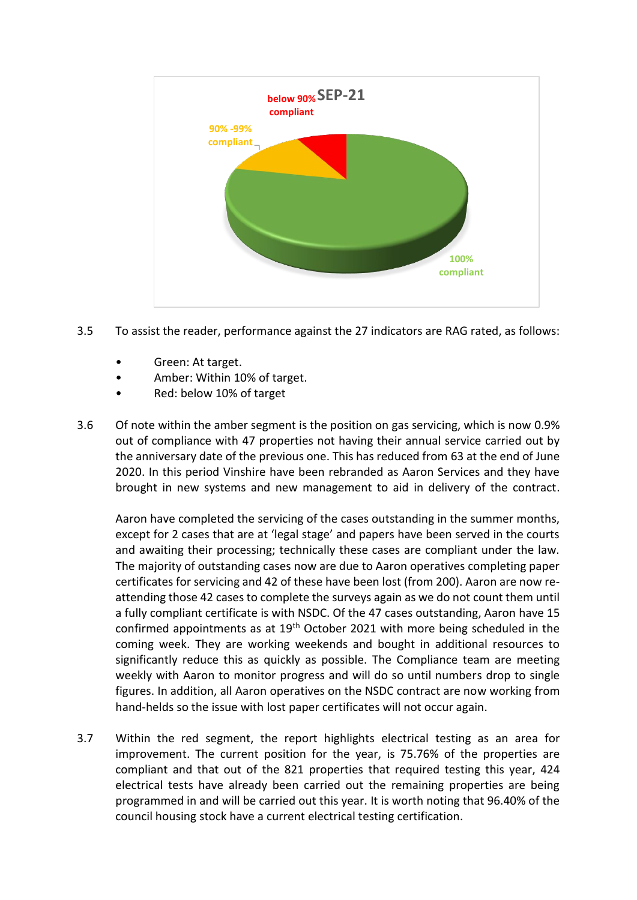3.5 To assist the reader, performance against the 27 indicators are RAG rated, as follows:

- Green: At target.
- Amber: Within 10% of target.
- Red: below 10% of target

3.6 Of note within the amber segment is the position on gas servicing, which is now 0.9% out of compliance with 47 properties not having their annual service carried out by the anniversary date of the previous one. This has reduced from 63 at the end of June 2020. In this period Vinshire have been rebranded as Aaron Services and they have brought in new systems and new management to aid in delivery of the contract.

Aaron have completed the servicing of the cases outstanding in the summer months, except for 2 cases that are at 'legal stage' and papers have been served in the courts and awaiting their processing; technically these cases are compliant under the law. The majority of outstanding cases now are due to Aaron operatives completing paper certificates for servicing and 42 of these have been lost (from 200). Aaron are now re-attending those 42 cases to complete the surveys again as we do not count them until a fully compliant certificate is with NSDC. Of the 47 cases outstanding, Aaron have 15 confirmed appointments as at 19th October 2021 with more being scheduled in the coming week. They are working weekends and bought in additional resources to significantly reduce this as quickly as possible. The Compliance team are meeting weekly with Aaron to monitor progress and will do so until numbers drop to single figures. In addition, all Aaron operatives on the NSDC contract are now working from hand-helds so the issue with lost paper certificates will not occur again.

3.7 Within the red segment, the report highlights electrical testing as an area for improvement. The current position for the year, is 75.76% of the properties are compliant and that out of the 821 properties that required testing this year, 424 electrical tests have already been carried out the remaining properties are being programmed in and will be carried out this year. It is worth noting that 96.40% of the council housing stock have a current electrical testing certification.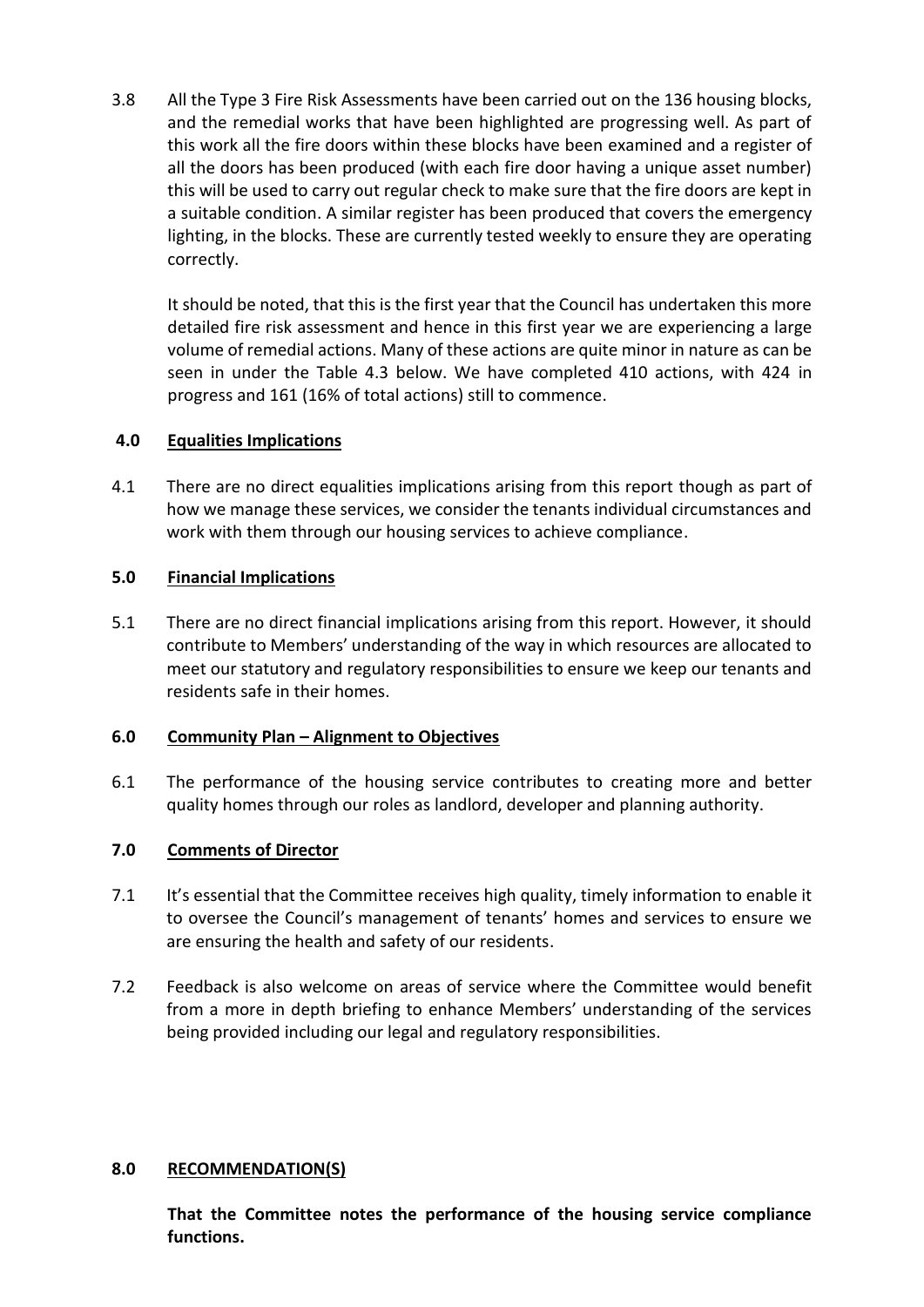3.8 All the Type 3 Fire Risk Assessments have been carried out on the 136 housing blocks, and the remedial works that have been highlighted are progressing well. As part of this work all the fire doors within these blocks have been examined and a register of all the doors has been produced (with each fire door having a unique asset number) this will be used to carry out regular check to make sure that the fire doors are kept in a suitable condition. A similar register has been produced that covers the emergency lighting, in the blocks. These are currently tested weekly to ensure they are operating correctly.

It should be noted, that this is the first year that the Council has undertaken this more detailed fire risk assessment and hence in this first year we are experiencing a large volume of remedial actions. Many of these actions are quite minor in nature as can be seen in under the Table 4.3 below. We have completed 410 actions, with 424 in progress and 161 (16% of total actions) still to commence.

## 4.0 Equalities Implications

4.1 There are no direct equalities implications arising from this report though as part of how we manage these services, we consider the tenants individual circumstances and work with them through our housing services to achieve compliance.

## 5.0 Financial Implications

5.1 There are no direct financial implications arising from this report. However, it should contribute to Members' understanding of the way in which resources are allocated to meet our statutory and regulatory responsibilities to ensure we keep our tenants and residents safe in their homes.

## 6.0 Community Plan – Alignment to Objectives

6.1 The performance of the housing service contributes to creating more and better quality homes through our roles as landlord, developer and planning authority.

## 7.0 Comments of Director

7.1 It's essential that the Committee receives high quality, timely information to enable it to oversee the Council's management of tenants' homes and services to ensure we are ensuring the health and safety of our residents.

7.2 Feedback is also welcome on areas of service where the Committee would benefit from a more in depth briefing to enhance Members' understanding of the services being provided including our legal and regulatory responsibilities.

## 8.0 RECOMMENDATION(S)

**That the Committee notes the performance of the housing service compliance functions.**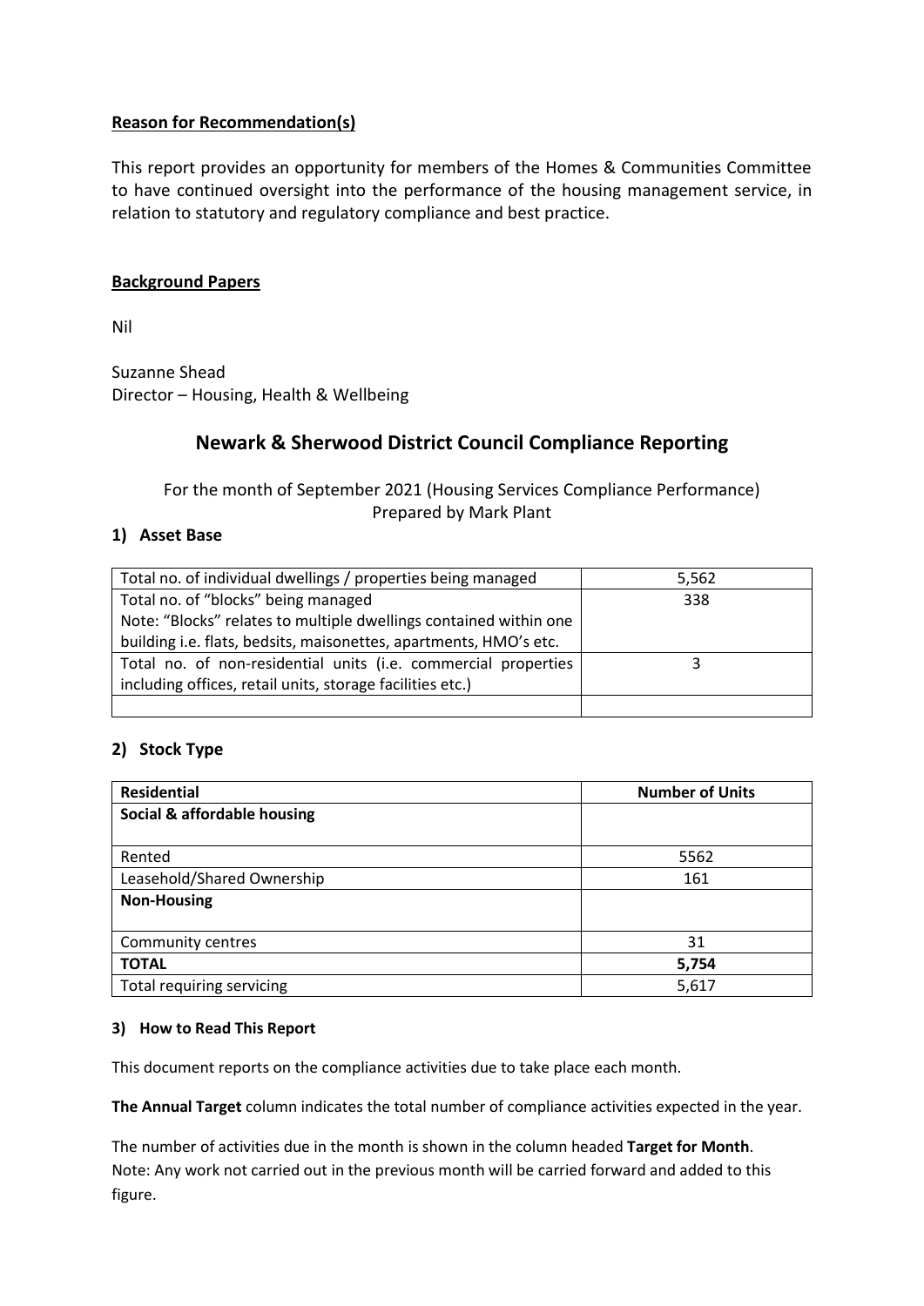**Reason for Recommendation(s)**

This report provides an opportunity for members of the Homes & Communities Committee to have continued oversight into the performance of the housing management service, in relation to statutory and regulatory compliance and best practice.

**Background Papers**

Nil

Suzanne Shead
Director – Housing, Health & Wellbeing

## Newark & Sherwood District Council Compliance Reporting

For the month of September 2021 (Housing Services Compliance Performance)
Prepared by Mark Plant

### 1) Asset Base

| | |
|---|---|
| Total no. of individual dwellings / properties being managed | 5,562 |
| Total no. of "blocks" being managed<br>Note: "Blocks" relates to multiple dwellings contained within one building i.e. flats, bedsits, maisonettes, apartments, HMO's etc. | 338 |
| Total no. of non-residential units (i.e. commercial properties including offices, retail units, storage facilities etc.) | 3 |
| | |

### 2) Stock Type

| Residential | Number of Units |
|---|---|
| **Social & affordable housing** | |
| Rented | 5562 |
| Leasehold/Shared Ownership | 161 |
| **Non-Housing** | |
| Community centres | 31 |
| **TOTAL** | **5,754** |
| Total requiring servicing | 5,617 |

#### 3) How to Read This Report

This document reports on the compliance activities due to take place each month.

**The Annual Target** column indicates the total number of compliance activities expected in the year.

The number of activities due in the month is shown in the column headed **Target for Month**.
Note: Any work not carried out in the previous month will be carried forward and added to this figure.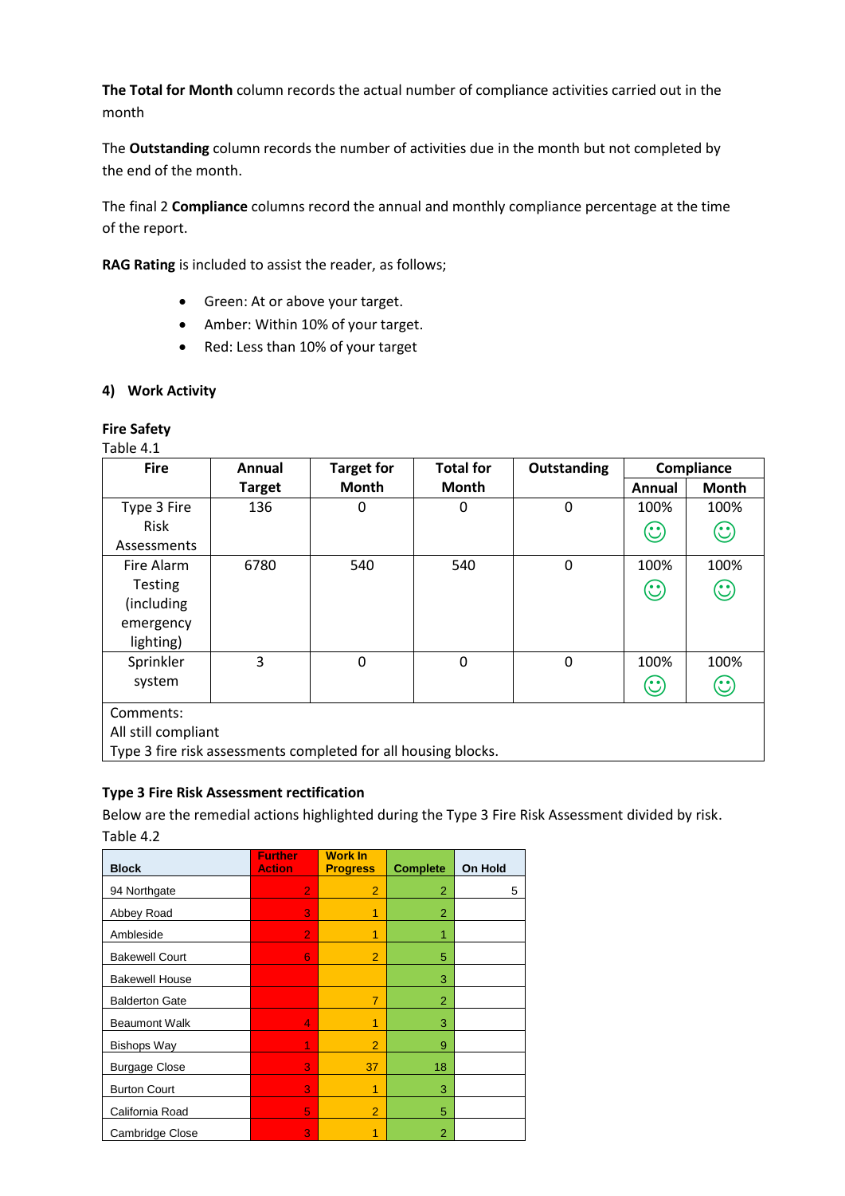**The Total for Month** column records the actual number of compliance activities carried out in the month

The **Outstanding** column records the number of activities due in the month but not completed by the end of the month.

The final 2 **Compliance** columns record the annual and monthly compliance percentage at the time of the report.

**RAG Rating** is included to assist the reader, as follows;

- Green: At or above your target.
- Amber: Within 10% of your target.
- Red: Less than 10% of your target

### 4) Work Activity

**Fire Safety**

Table 4.1

| Fire | Annual Target | Target for Month | Total for Month | Outstanding | Compliance | |
|---|---|---|---|---|---|---|
| | | | | | Annual | Month |
| Type 3 Fire Risk Assessments | 136 | 0 | 0 | 0 | 100% ☺ | 100% ☺ |
| Fire Alarm Testing (including emergency lighting) | 6780 | 540 | 540 | 0 | 100% ☺ | 100% ☺ |
| Sprinkler system | 3 | 0 | 0 | 0 | 100% ☺ | 100% ☺ |
| Comments: All still compliant Type 3 fire risk assessments completed for all housing blocks. | | | | | | |

**Type 3 Fire Risk Assessment rectification**

Below are the remedial actions highlighted during the Type 3 Fire Risk Assessment divided by risk.

Table 4.2

| Block | Further Action | Work In Progress | Complete | On Hold |
|---|---|---|---|---|
| 94 Northgate | 2 | 2 | 2 | 5 |
| Abbey Road | 3 | 1 | 2 | |
| Ambleside | 2 | 1 | 1 | |
| Bakewell Court | 6 | 2 | 5 | |
| Bakewell House | | | 3 | |
| Balderton Gate | | 7 | 2 | |
| Beaumont Walk | 4 | 1 | 3 | |
| Bishops Way | 1 | 2 | 9 | |
| Burgage Close | 3 | 37 | 18 | |
| Burton Court | 3 | 1 | 3 | |
| California Road | 5 | 2 | 5 | |
| Cambridge Close | 3 | 1 | 2 | |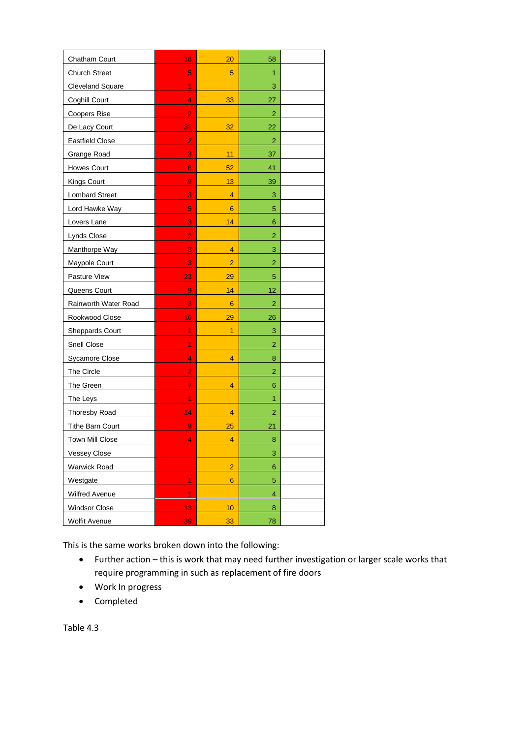| | | | | |
|---|---|---|---|---|
| Chatham Court | 16 | 20 | 58 | |
| Church Street | 5 | 5 | 1 | |
| Cleveland Square | 1 | | 3 | |
| Coghill Court | 4 | 33 | 27 | |
| Coopers Rise | 2 | | 2 | |
| De Lacy Court | 31 | 32 | 22 | |
| Eastfield Close | 2 | | 2 | |
| Grange Road | 3 | 11 | 37 | |
| Howes Court | 6 | 52 | 41 | |
| Kings Court | 9 | 13 | 39 | |
| Lombard Street | 3 | 4 | 3 | |
| Lord Hawke Way | 5 | 6 | 5 | |
| Lovers Lane | 3 | 14 | 6 | |
| Lynds Close | 2 | | 2 | |
| Manthorpe Way | 3 | 4 | 3 | |
| Maypole Court | 3 | 2 | 2 | |
| Pasture View | 23 | 29 | 5 | |
| Queens Court | 9 | 14 | 12 | |
| Rainworth Water Road | 3 | 6 | 2 | |
| Rookwood Close | 16 | 29 | 26 | |
| Sheppards Court | 1 | 1 | 3 | |
| Snell Close | 1 | | 2 | |
| Sycamore Close | 4 | 4 | 8 | |
| The Circle | 2 | | 2 | |
| The Green | 7 | 4 | 6 | |
| The Leys | 1 | | 1 | |
| Thoresby Road | 14 | 4 | 2 | |
| Tithe Barn Court | 9 | 25 | 21 | |
| Town Mill Close | 4 | 4 | 8 | |
| Vessey Close | | | 3 | |
| Warwick Road | | 2 | 6 | |
| Westgate | 1 | 6 | 5 | |
| Wilfred Avenue | 1 | | 4 | |
| Windsor Close | 13 | 10 | 8 | |
| Wolfit Avenue | 39 | 33 | 78 | |

This is the same works broken down into the following:

- Further action – this is work that may need further investigation or larger scale works that require programming in such as replacement of fire doors
- Work In progress
- Completed

Table 4.3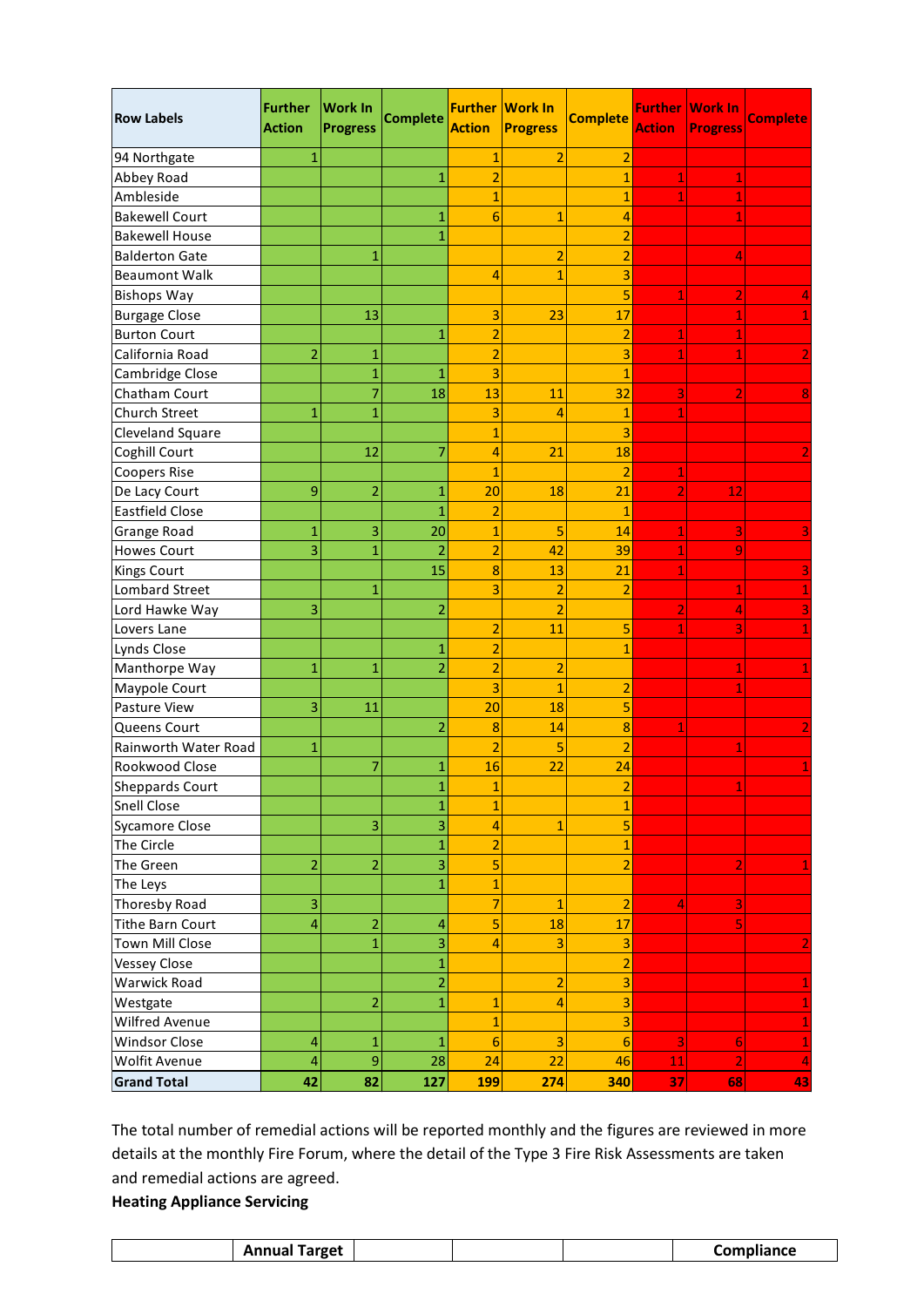| Row Labels | Further Action | Work In Progress | Complete | Further Action | Work In Progress | Complete | Further Action | Work In Progress | Complete |
|---|---|---|---|---|---|---|---|---|---|
| 94 Northgate | 1 | | | 1 | 2 | 2 | | | |
| Abbey Road | | | 1 | 2 | | 1 | 1 | 1 | |
| Ambleside | | | | 1 | | 1 | 1 | 1 | |
| Bakewell Court | | | 1 | 6 | 1 | 4 | | 1 | |
| Bakewell House | | | 1 | | | 2 | | | |
| Balderton Gate | | 1 | | | 2 | 2 | | 4 | |
| Beaumont Walk | | | | 4 | 1 | 3 | | | |
| Bishops Way | | | | | | 5 | 1 | 2 | 4 |
| Burgage Close | | 13 | | 3 | 23 | 17 | | 1 | 1 |
| Burton Court | | | 1 | 2 | | 2 | 1 | 1 | |
| California Road | 2 | 1 | | 2 | | 3 | 1 | 1 | 2 |
| Cambridge Close | | 1 | 1 | 3 | | 1 | | | |
| Chatham Court | | 7 | 18 | 13 | 11 | 32 | 3 | 2 | 8 |
| Church Street | 1 | 1 | | 3 | 4 | 1 | 1 | | |
| Cleveland Square | | | | 1 | | 3 | | | |
| Coghill Court | | 12 | 7 | 4 | 21 | 18 | | | 2 |
| Coopers Rise | | | | 1 | | 2 | 1 | | |
| De Lacy Court | 9 | 2 | 1 | 20 | 18 | 21 | 2 | 12 | |
| Eastfield Close | | | 1 | 2 | | 1 | | | |
| Grange Road | 1 | 3 | 20 | 1 | 5 | 14 | 1 | 3 | 3 |
| Howes Court | 3 | 1 | 2 | 2 | 42 | 39 | 1 | 9 | |
| Kings Court | | | 15 | 8 | 13 | 21 | 1 | | 3 |
| Lombard Street | | 1 | | 3 | 2 | 2 | | 1 | 1 |
| Lord Hawke Way | 3 | | 2 | | 2 | | 2 | 4 | 3 |
| Lovers Lane | | | | 2 | 11 | 5 | 1 | 3 | 1 |
| Lynds Close | | | 1 | 2 | | 1 | | | |
| Manthorpe Way | 1 | 1 | 2 | 2 | 2 | | | 1 | 1 |
| Maypole Court | | | | 3 | 1 | 2 | | 1 | |
| Pasture View | 3 | 11 | | 20 | 18 | 5 | | | |
| Queens Court | | | 2 | 8 | 14 | 8 | 1 | | 2 |
| Rainworth Water Road | 1 | | | 2 | 5 | 2 | | 1 | |
| Rookwood Close | | 7 | 1 | 16 | 22 | 24 | | | 1 |
| Sheppards Court | | | 1 | 1 | | 2 | | 1 | |
| Snell Close | | | 1 | 1 | | 1 | | | |
| Sycamore Close | | 3 | 3 | 4 | 1 | 5 | | | |
| The Circle | | | 1 | 2 | | 1 | | | |
| The Green | 2 | 2 | 3 | 5 | | 2 | | 2 | 1 |
| The Leys | | | 1 | 1 | | | | | |
| Thoresby Road | 3 | | | 7 | 1 | 2 | 4 | 3 | |
| Tithe Barn Court | 4 | 2 | 4 | 5 | 18 | 17 | | 5 | |
| Town Mill Close | | 1 | 3 | 4 | 3 | 3 | | | 2 |
| Vessey Close | | | 1 | | | 2 | | | |
| Warwick Road | | | 2 | | 2 | 3 | | | 1 |
| Westgate | | 2 | 1 | 1 | 4 | 3 | | | 1 |
| Wilfred Avenue | | | | 1 | | 3 | | | 1 |
| Windsor Close | 4 | 1 | 1 | 6 | 3 | 6 | 3 | 6 | 1 |
| Wolfit Avenue | 4 | 9 | 28 | 24 | 22 | 46 | 11 | 2 | 4 |
| **Grand Total** | **42** | **82** | **127** | **199** | **274** | **340** | **37** | **68** | **43** |

The total number of remedial actions will be reported monthly and the figures are reviewed in more details at the monthly Fire Forum, where the detail of the Type 3 Fire Risk Assessments are taken and remedial actions are agreed.

**Heating Appliance Servicing**

| | Annual Target | | | | Compliance |
|---|---|---|---|---|---|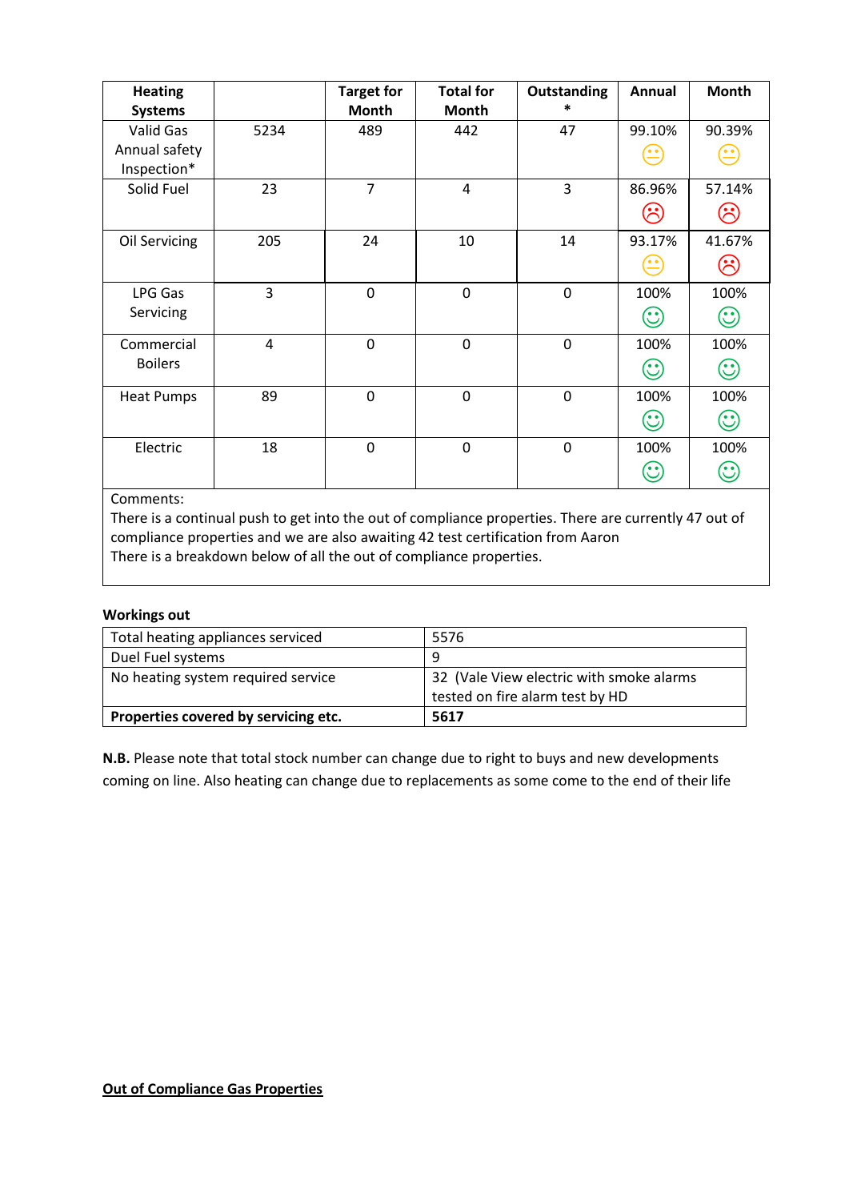| Heating Systems | | Target for Month | Total for Month | Outstanding * | Annual | Month |
|---|---|---|---|---|---|---|
| Valid Gas Annual safety Inspection* | 5234 | 489 | 442 | 47 | 99.10% 😐 | 90.39% 😐 |
| Solid Fuel | 23 | 7 | 4 | 3 | 86.96% ☹ | 57.14% ☹ |
| Oil Servicing | 205 | 24 | 10 | 14 | 93.17% 😐 | 41.67% ☹ |
| LPG Gas Servicing | 3 | 0 | 0 | 0 | 100% ☺ | 100% ☺ |
| Commercial Boilers | 4 | 0 | 0 | 0 | 100% ☺ | 100% ☺ |
| Heat Pumps | 89 | 0 | 0 | 0 | 100% ☺ | 100% ☺ |
| Electric | 18 | 0 | 0 | 0 | 100% ☺ | 100% ☺ |

Comments:
There is a continual push to get into the out of compliance properties. There are currently 47 out of compliance properties and we are also awaiting 42 test certification from Aaron
There is a breakdown below of all the out of compliance properties.

**Workings out**

| | |
|---|---|
| Total heating appliances serviced | 5576 |
| Duel Fuel systems | 9 |
| No heating system required service | 32 (Vale View electric with smoke alarms tested on fire alarm test by HD |
| **Properties covered by servicing etc.** | **5617** |

**N.B.** Please note that total stock number can change due to right to buys and new developments coming on line. Also heating can change due to replacements as some come to the end of their life

**Out of Compliance Gas Properties**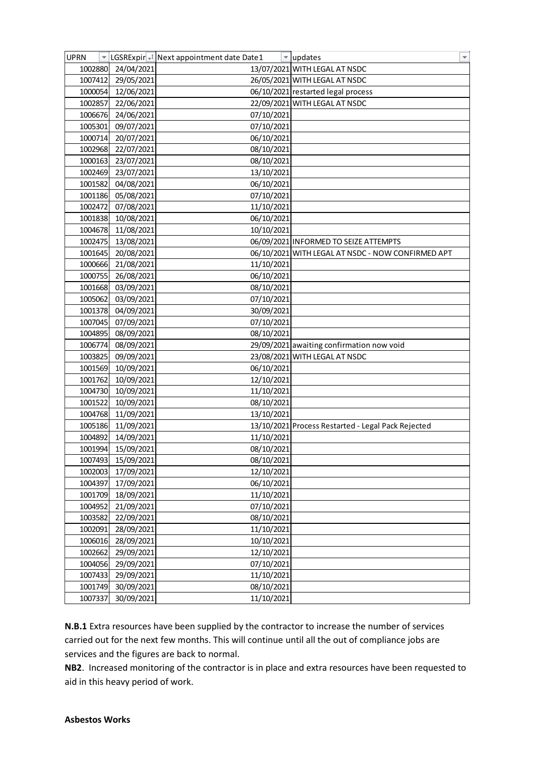| UPRN | LGSRExpir | Next appointment date Date1 | updates |
| --- | --- | --- | --- |
| 1002880 | 24/04/2021 | 13/07/2021 | WITH LEGAL AT NSDC |
| 1007412 | 29/05/2021 | 26/05/2021 | WITH LEGAL AT NSDC |
| 1000054 | 12/06/2021 | 06/10/2021 | restarted legal process |
| 1002857 | 22/06/2021 | 22/09/2021 | WITH LEGAL AT NSDC |
| 1006676 | 24/06/2021 | 07/10/2021 | |
| 1005301 | 09/07/2021 | 07/10/2021 | |
| 1000714 | 20/07/2021 | 06/10/2021 | |
| 1002968 | 22/07/2021 | 08/10/2021 | |
| 1000163 | 23/07/2021 | 08/10/2021 | |
| 1002469 | 23/07/2021 | 13/10/2021 | |
| 1001582 | 04/08/2021 | 06/10/2021 | |
| 1001186 | 05/08/2021 | 07/10/2021 | |
| 1002472 | 07/08/2021 | 11/10/2021 | |
| 1001838 | 10/08/2021 | 06/10/2021 | |
| 1004678 | 11/08/2021 | 10/10/2021 | |
| 1002475 | 13/08/2021 | 06/09/2021 | INFORMED TO SEIZE ATTEMPTS |
| 1001645 | 20/08/2021 | 06/10/2021 | WITH LEGAL AT NSDC - NOW CONFIRMED APT |
| 1000666 | 21/08/2021 | 11/10/2021 | |
| 1000755 | 26/08/2021 | 06/10/2021 | |
| 1001668 | 03/09/2021 | 08/10/2021 | |
| 1005062 | 03/09/2021 | 07/10/2021 | |
| 1001378 | 04/09/2021 | 30/09/2021 | |
| 1007045 | 07/09/2021 | 07/10/2021 | |
| 1004895 | 08/09/2021 | 08/10/2021 | |
| 1006774 | 08/09/2021 | 29/09/2021 | awaiting confirmation now void |
| 1003825 | 09/09/2021 | 23/08/2021 | WITH LEGAL AT NSDC |
| 1001569 | 10/09/2021 | 06/10/2021 | |
| 1001762 | 10/09/2021 | 12/10/2021 | |
| 1004730 | 10/09/2021 | 11/10/2021 | |
| 1001522 | 10/09/2021 | 08/10/2021 | |
| 1004768 | 11/09/2021 | 13/10/2021 | |
| 1005186 | 11/09/2021 | 13/10/2021 | Process Restarted - Legal Pack Rejected |
| 1004892 | 14/09/2021 | 11/10/2021 | |
| 1001994 | 15/09/2021 | 08/10/2021 | |
| 1007493 | 15/09/2021 | 08/10/2021 | |
| 1002003 | 17/09/2021 | 12/10/2021 | |
| 1004397 | 17/09/2021 | 06/10/2021 | |
| 1001709 | 18/09/2021 | 11/10/2021 | |
| 1004952 | 21/09/2021 | 07/10/2021 | |
| 1003582 | 22/09/2021 | 08/10/2021 | |
| 1002091 | 28/09/2021 | 11/10/2021 | |
| 1006016 | 28/09/2021 | 10/10/2021 | |
| 1002662 | 29/09/2021 | 12/10/2021 | |
| 1004056 | 29/09/2021 | 07/10/2021 | |
| 1007433 | 29/09/2021 | 11/10/2021 | |
| 1001749 | 30/09/2021 | 08/10/2021 | |
| 1007337 | 30/09/2021 | 11/10/2021 | |

**N.B.1** Extra resources have been supplied by the contractor to increase the number of services carried out for the next few months. This will continue until all the out of compliance jobs are services and the figures are back to normal.

**NB2**. Increased monitoring of the contractor is in place and extra resources have been requested to aid in this heavy period of work.

**Asbestos Works**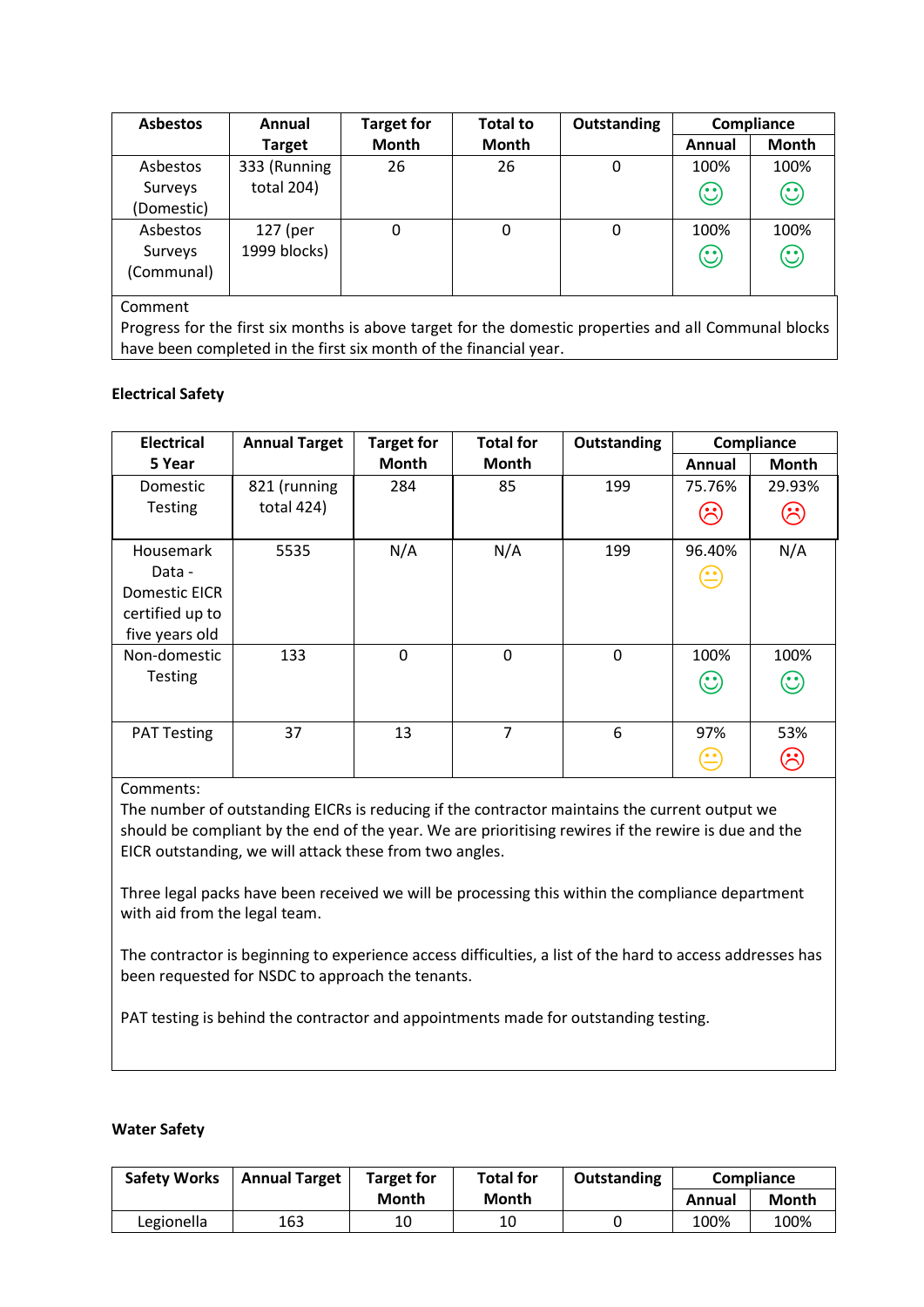| Asbestos | Annual Target | Target for Month | Total to Month | Outstanding | Compliance | |
|---|---|---|---|---|---|---|
| | | | | | Annual | Month |
| Asbestos Surveys (Domestic) | 333 (Running total 204) | 26 | 26 | 0 | 100% ☺ | 100% ☺ |
| Asbestos Surveys (Communal) | 127 (per 1999 blocks) | 0 | 0 | 0 | 100% ☺ | 100% ☺ |

Comment
Progress for the first six months is above target for the domestic properties and all Communal blocks have been completed in the first six month of the financial year.

**Electrical Safety**

| Electrical 5 Year | Annual Target | Target for Month | Total for Month | Outstanding | Compliance | |
|---|---|---|---|---|---|---|
| | | | | | Annual | Month |
| Domestic Testing | 821 (running total 424) | 284 | 85 | 199 | 75.76% ☹ | 29.93% ☹ |
| Housemark Data - Domestic EICR certified up to five years old | 5535 | N/A | N/A | 199 | 96.40% 😐 | N/A |
| Non-domestic Testing | 133 | 0 | 0 | 0 | 100% ☺ | 100% ☺ |
| PAT Testing | 37 | 13 | 7 | 6 | 97% 😐 | 53% ☹ |

Comments:
The number of outstanding EICRs is reducing if the contractor maintains the current output we should be compliant by the end of the year. We are prioritising rewires if the rewire is due and the EICR outstanding, we will attack these from two angles.

Three legal packs have been received we will be processing this within the compliance department with aid from the legal team.

The contractor is beginning to experience access difficulties, a list of the hard to access addresses has been requested for NSDC to approach the tenants.

PAT testing is behind the contractor and appointments made for outstanding testing.

**Water Safety**

| Safety Works | Annual Target | Target for Month | Total for Month | Outstanding | Compliance | |
|---|---|---|---|---|---|---|
| | | | | | Annual | Month |
| Legionella | 163 | 10 | 10 | 0 | 100% | 100% |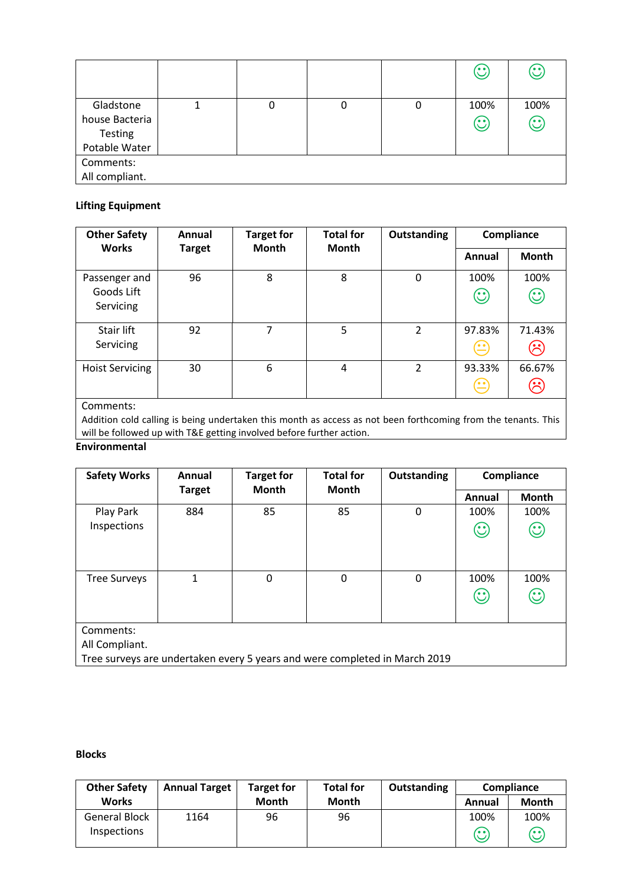| | | | | | ☺ | ☺ |
|---|---|---|---|---|---|---|
| Gladstone house Bacteria Testing Potable Water | 1 | 0 | 0 | 0 | 100% ☺ | 100% ☺ |
| Comments: All compliant. | | | | | | |

**Lifting Equipment**

| Other Safety Works | Annual Target | Target for Month | Total for Month | Outstanding | Compliance | |
|---|---|---|---|---|---|---|
| | | | | | Annual | Month |
| Passenger and Goods Lift Servicing | 96 | 8 | 8 | 0 | 100% ☺ | 100% ☺ |
| Stair lift Servicing | 92 | 7 | 5 | 2 | 97.83% 😐 | 71.43% ☹ |
| Hoist Servicing | 30 | 6 | 4 | 2 | 93.33% 😐 | 66.67% ☹ |
| Comments: Addition cold calling is being undertaken this month as access as not been forthcoming from the tenants. This will be followed up with T&E getting involved before further action. | | | | | | |

**Environmental**

| Safety Works | Annual Target | Target for Month | Total for Month | Outstanding | Compliance | |
|---|---|---|---|---|---|---|
| | | | | | Annual | Month |
| Play Park Inspections | 884 | 85 | 85 | 0 | 100% ☺ | 100% ☺ |
| Tree Surveys | 1 | 0 | 0 | 0 | 100% ☺ | 100% ☺ |
| Comments: All Compliant. Tree surveys are undertaken every 5 years and were completed in March 2019 | | | | | | |

**Blocks**

| Other Safety Works | Annual Target | Target for Month | Total for Month | Outstanding | Compliance | |
|---|---|---|---|---|---|---|
| | | | | | Annual | Month |
| General Block Inspections | 1164 | 96 | 96 | | 100% ☺ | 100% ☺ |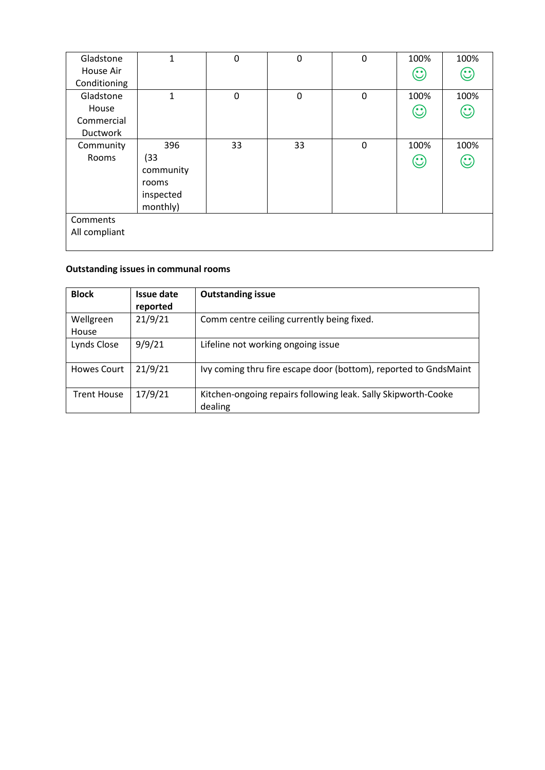| | | | | | | |
|---|---|---|---|---|---|---|
| Gladstone House Air Conditioning | 1 | 0 | 0 | 0 | 100% ☺ | 100% ☺ |
| Gladstone House Commercial Ductwork | 1 | 0 | 0 | 0 | 100% ☺ | 100% ☺ |
| Community Rooms | 396 (33 community rooms inspected monthly) | 33 | 33 | 0 | 100% ☺ | 100% ☺ |
| Comments<br>All compliant | | | | | | |

**Outstanding issues in communal rooms**

| Block | Issue date reported | Outstanding issue |
|---|---|---|
| Wellgreen House | 21/9/21 | Comm centre ceiling currently being fixed. |
| Lynds Close | 9/9/21 | Lifeline not working ongoing issue |
| Howes Court | 21/9/21 | Ivy coming thru fire escape door (bottom), reported to GndsMaint |
| Trent House | 17/9/21 | Kitchen-ongoing repairs following leak. Sally Skipworth-Cooke dealing |